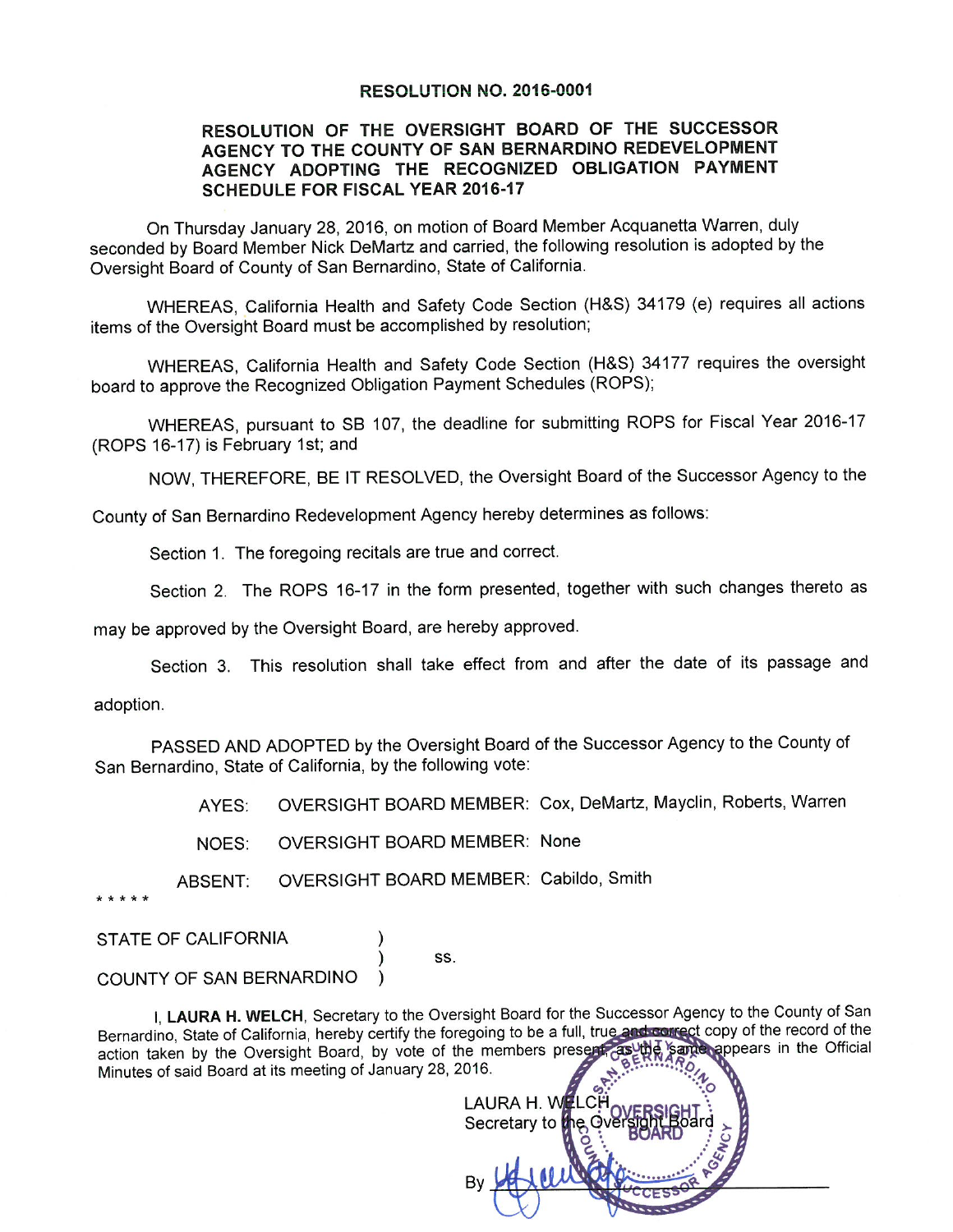**RESOLUTION NO. 2016-0001**

**RESOLUTION OF THE OVERSIGHT BOARD OF THE SUCCESSOR AGENCY TO THE COUNTY OF SAN BERNARDINO REDEVELOPMENT AGENCY ADOPTING THE RECOGNIZED OBLIGATION PAYMENT SCHEDULE FOR FISCAL YEAR 2016-17**

On Thursday January 28, 2016, on motion of Board Member Acquanetta Warren, duly seconded by Board Member Nick DeMartz and carried, the following resolution is adopted by the Oversight Board of County of San Bernardino, State of California.

WHEREAS, California Health and Safety Code Section (H&S) 34179 (e) requires all actions items of the Oversight Board must be accomplished by resolution;

WHEREAS, California Health and Safety Code Section (H&S) 34177 requires the oversight board to approve the Recognized Obligation Payment Schedules (ROPS);

WHEREAS, pursuant to SB 107, the deadline for submitting ROPS for Fiscal Year 2016-17 (ROPS 16-17) is February 1st; and

NOW, THEREFORE, BE IT RESOLVED, the Oversight Board of the Successor Agency to the County of San Bernardino Redevelopment Agency hereby determines as follows:

Section 1. The foregoing recitals are true and correct.

Section 2. The ROPS 16-17 in the form presented, together with such changes thereto as may be approved by the Oversight Board, are hereby approved.

Section 3. This resolution shall take effect from and after the date of its passage and adoption.

PASSED AND ADOPTED by the Oversight Board of the Successor Agency to the County of San Bernardino, State of California, by the following vote:

AYES: OVERSIGHT BOARD MEMBER: Cox, DeMartz, Mayclin, Roberts, Warren

NOES: OVERSIGHT BOARD MEMBER: None

ABSENT: OVERSIGHT BOARD MEMBER: Cabildo, Smith

* * * * *

STATE OF CALIFORNIA )
) ss.
COUNTY OF SAN BERNARDINO )

I, **LAURA H. WELCH**, Secretary to the Oversight Board for the Successor Agency to the County of San Bernardino, State of California, hereby certify the foregoing to be a full, true and correct copy of the record of the action taken by the Oversight Board, by vote of the members present, as the same appears in the Official Minutes of said Board at its meeting of January 28, 2016.

LAURA H. WELCH
Secretary to the Oversight Board

By ______________________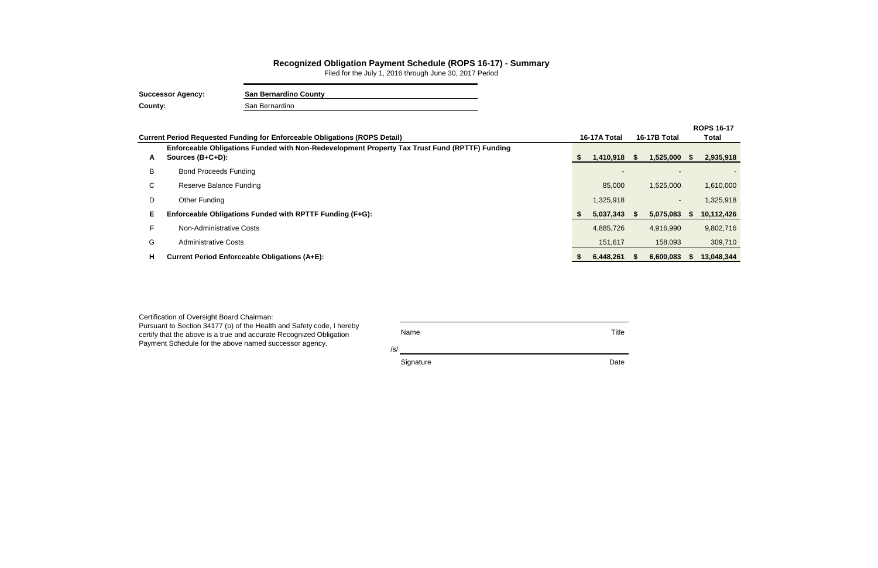# Recognized Obligation Payment Schedule (ROPS 16-17) - Summary

Filed for the July 1, 2016 through June 30, 2017 Period

**Successor Agency:** **San Bernardino County**

**County:** San Bernardino

| | Current Period Requested Funding for Enforceable Obligations (ROPS Detail) | 16-17A Total | 16-17B Total | ROPS 16-17 Total |
|---|---|---|---|---|
| **A** | **Enforceable Obligations Funded with Non-Redevelopment Property Tax Trust Fund (RPTTF) Funding Sources (B+C+D):** | **$ 1,410,918** | **$ 1,525,000** | **$ 2,935,918** |
| B | Bond Proceeds Funding | - | - | - |
| C | Reserve Balance Funding | 85,000 | 1,525,000 | 1,610,000 |
| D | Other Funding | 1,325,918 | - | 1,325,918 |
| **E** | **Enforceable Obligations Funded with RPTTF Funding (F+G):** | **$ 5,037,343** | **$ 5,075,083** | **$ 10,112,426** |
| F | Non-Administrative Costs | 4,885,726 | 4,916,990 | 9,802,716 |
| G | Administrative Costs | 151,617 | 158,093 | 309,710 |
| **H** | **Current Period Enforceable Obligations (A+E):** | **$ 6,448,261** | **$ 6,600,083** | **$ 13,048,344** |

Certification of Oversight Board Chairman:
Pursuant to Section 34177 (o) of the Health and Safety code, I hereby certify that the above is a true and accurate Recognized Obligation Payment Schedule for the above named successor agency.

Name Title

/s/

Signature Date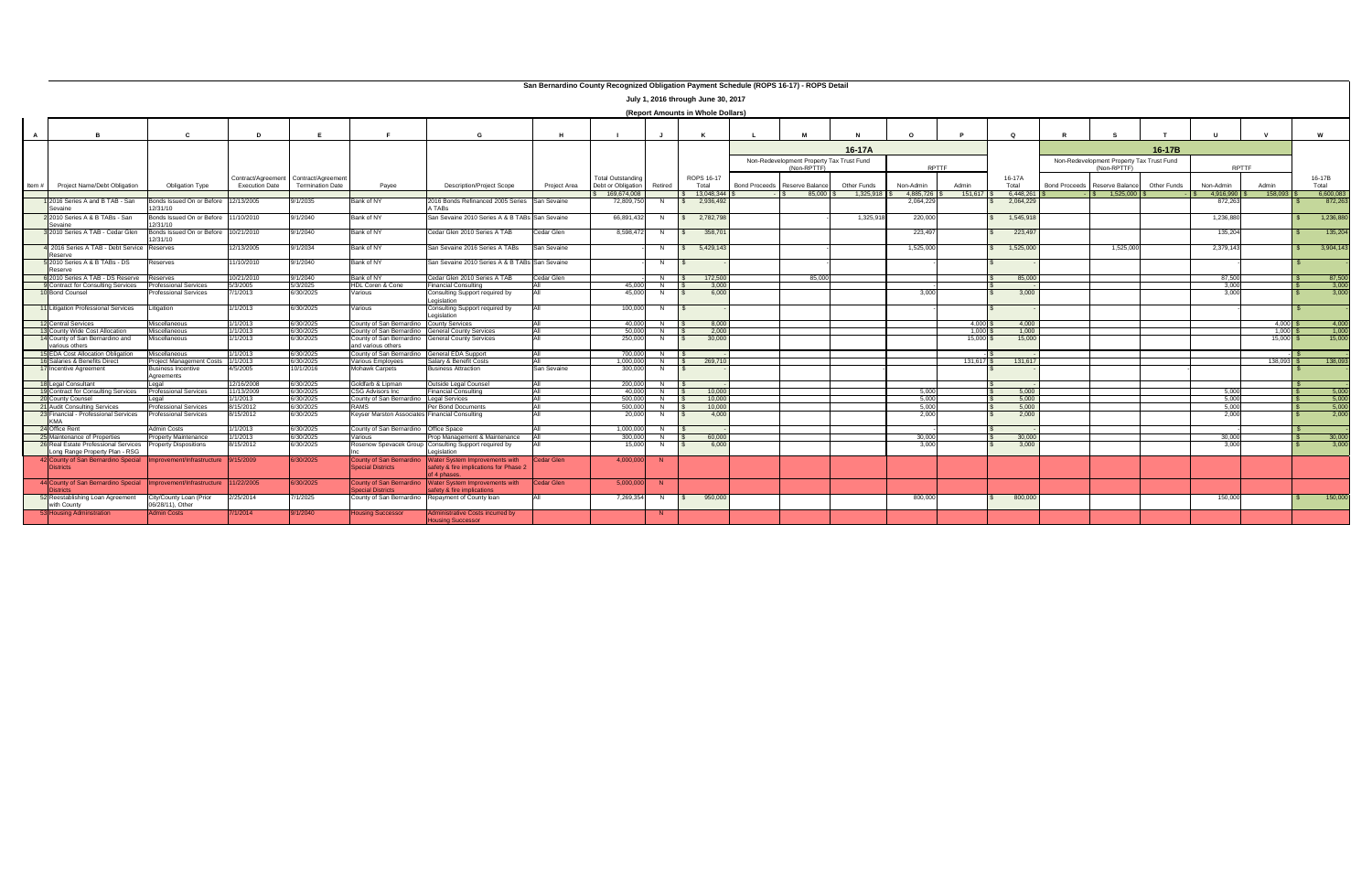**San Bernardino County Recognized Obligation Payment Schedule (ROPS 16-17) - ROPS Detail**

**July 1, 2016 through June 30, 2017**

**(Report Amounts in Whole Dollars)**

| A | B | C | D | E | F | G | H | I | J | K | L | M | N | O | P | Q | R | S | T | U | V | W |
|---|---|---|---|---|---|---|---|---|---|---|---|---|---|---|---|---|---|---|---|---|---|---|
| | | | | | | | | | | | 16-17A | | | | | | 16-17B | | | | | |
| | | | | | | | | | | | Non-Redevelopment Property Tax Trust Fund (Non-RPTTF) | | | RPTTF | | | Non-Redevelopment Property Tax Trust Fund (Non-RPTTF) | | | RPTTF | | |
| Item # | Project Name/Debt Obligation | Obligation Type | Contract/Agreement Execution Date | Contract/Agreement Termination Date | Payee | Description/Project Scope | Project Area | Total Outstanding Debt or Obligation | Retired | ROPS 16-17 Total | Bond Proceeds | Reserve Balance | Other Funds | Non-Admin | Admin | 16-17A Total | Bond Proceeds | Reserve Balance | Other Funds | Non-Admin | Admin | 16-17B Total |
| | | | | | | | | $ 169,674,008 | | $ 13,048,344 | $ - | $ 85,000 | $ 1,325,918 | $ 4,885,726 | $ 151,617 | $ 6,448,261 | $ - | $ 1,525,000 | $ - | $ 4,916,990 | $ 158,093 | $ 6,600,083 |
| 1 | 2016 Series A and B TAB - San Sevaine | Bonds Issued On or Before 12/31/10 | 12/13/2005 | 9/1/2035 | Bank of NY | 2016 Bonds Refinanced 2005 Series A TABs | San Sevaine | 72,809,750 | N | $ 2,936,492 | | | | 2,064,229 | | $ 2,064,229 | | | | 872,263 | | $ 872,263 |
| 2 | 2010 Series A & B TABs - San Sevaine | Bonds Issued On or Before 12/31/10 | 11/10/2010 | 9/1/2040 | Bank of NY | San Sevaine 2010 Series A & B TABs | San Sevaine | 66,891,432 | N | $ 2,782,798 | | | 1,325,918 | 220,000 | | $ 1,545,918 | | | | 1,236,880 | | $ 1,236,880 |
| 3 | 2010 Series A TAB - Cedar Glen | Bonds Issued On or Before 12/31/10 | 10/21/2010 | 9/1/2040 | Bank of NY | Cedar Glen 2010 Series A TAB | Cedar Glen | 8,598,472 | N | $ 358,701 | | | | 223,497 | | $ 223,497 | | | | 135,204 | | $ 135,204 |
| 4 | 2016 Series A TAB - Debt Service Reserve | Reserves | 12/13/2005 | 9/1/2034 | Bank of NY | San Sevaine 2016 Series A TABs | San Sevaine | | N | $ 5,429,143 | | | | 1,525,000 | | $ 1,525,000 | | 1,525,000 | | 2,379,143 | | $ 3,904,143 |
| 5 | 2010 Series A & B TABs - DS Reserve | Reserves | 11/10/2010 | 9/1/2040 | Bank of NY | San Sevaine 2010 Series A & B TABs | San Sevaine | | N | $ - | | | | | | $ - | | | | | | $ - |
| 6 | 2010 Series A TAB - DS Reserve | Reserves | 10/21/2010 | 9/1/2040 | Bank of NY | Cedar Glen 2010 Series A TAB | Cedar Glen | | N | $ 172,500 | | 85,000 | | | | $ 85,000 | | | | 87,500 | | $ 87,500 |
| 9 | Contract for Consulting Services | Professional Services | 5/3/2005 | 5/3/2025 | HDL Coren & Cone | Financial Consulting | All | 45,000 | N | $ 3,000 | | | | | | $ - | | | | 3,000 | | $ 3,000 |
| 10 | Bond Counsel | Professional Services | 7/1/2013 | 6/30/2025 | Various | Consulting Support required by Legislation | All | 45,000 | N | $ 6,000 | | | | 3,000 | | $ 3,000 | | | | 3,000 | | $ 3,000 |
| 11 | Litigation Professional Services | Litigation | 1/1/2013 | 6/30/2025 | Various | Consulting Support required by Legislation | All | 100,000 | N | $ - | | | | | | $ - | | | | | | $ - |
| 12 | Central Services | Miscellaneous | 1/1/2013 | 6/30/2025 | County of San Bernardino | County Services | All | 40,000 | N | $ 8,000 | | | | | 4,000 | $ 4,000 | | | | | 4,000 | $ 4,000 |
| 13 | County Wide Cost Allocation | Miscellaneous | 1/1/2013 | 6/30/2025 | County of San Bernardino | General County Services | All | 50,000 | N | $ 2,000 | | | | | 1,000 | $ 1,000 | | | | | 1,000 | $ 1,000 |
| 14 | County of San Bernardino and various others | Miscellaneous | 1/1/2013 | 6/30/2025 | County of San Bernardino and various others | General County Services | All | 250,000 | N | $ 30,000 | | | | | 15,000 | $ 15,000 | | | | | 15,000 | $ 15,000 |
| 15 | EDA Cost Allocation Obligation | Miscellaneous | 1/1/2013 | 6/30/2025 | County of San Bernardino | General EDA Support | All | 700,000 | N | $ - | | | | | - | $ - | | | | | - | $ - |
| 16 | Salaries & Benefits Direct | Project Management Costs | 1/1/2013 | 6/30/2025 | Various Employees | Salary & Benefit Costs | All | 1,000,000 | N | $ 269,710 | | | | | 131,617 | $ 131,617 | | | | | 138,093 | $ 138,093 |
| 17 | Incentive Agreement | Business Incentive Agreements | 4/5/2005 | 10/1/2016 | Mohawk Carpets | Business Attraction | San Sevaine | 300,000 | N | $ - | | | | | | $ - | | | | - | | $ - |
| 18 | Legal Consultant | Legal | 12/16/2008 | 6/30/2025 | Goldfarb & Lipman | Outside Legal Counsel | All | 200,000 | N | $ - | | | | | | $ - | | | | | | $ - |
| 19 | Contract for Consulting Services | Professional Services | 11/13/2009 | 6/30/2025 | CSG Advisors Inc | Financial Consulting | All | 40,000 | N | $ 10,000 | | | | 5,000 | | $ 5,000 | | | | 5,000 | | $ 5,000 |
| 20 | County Counsel | Legal | 1/1/2013 | 6/30/2025 | County of San Bernardino | Legal Services | All | 500,000 | N | $ 10,000 | | | | 5,000 | | $ 5,000 | | | | 5,000 | | $ 5,000 |
| 21 | Audit Consulting Services | Professional Services | 8/15/2012 | 6/30/2025 | RAMS | Per Bond Documents | All | 500,000 | N | $ 10,000 | | | | 5,000 | | $ 5,000 | | | | 5,000 | | $ 5,000 |
| 23 | Financial - Professional Services KMA | Professional Services | 8/15/2012 | 6/30/2025 | Keyser Marston Associates | Financial Consulting | All | 20,000 | N | $ 4,000 | | | | 2,000 | | $ 2,000 | | | | 2,000 | | $ 2,000 |
| 24 | Office Rent | Admin Costs | 1/1/2013 | 6/30/2025 | County of San Bernardino | Office Space | All | 1,000,000 | N | $ - | | | | | | $ - | | | | | | $ - |
| 25 | Maintenance of Properties | Property Maintenance | 1/1/2013 | 6/30/2025 | Various | Prop Management & Maintenance | All | 300,000 | N | $ 60,000 | | | | 30,000 | | $ 30,000 | | | | 30,000 | | $ 30,000 |
| 26 | Real Estate Professional Services Long Range Property Plan - RSG | Property Dispositions | 8/15/2012 | 6/30/2025 | Rosenow Spevacek Group Inc | Consulting Support required by Legislation | All | 15,000 | N | $ 6,000 | | | | 3,000 | | $ 3,000 | | | | 3,000 | | $ 3,000 |
| 42 | County of San Bernardino Special Districts | Improvement/Infrastructure | 9/15/2009 | 6/30/2025 | County of San Bernardino Special Districts | Water System Improvements with safety & fire implications for Phase 2 of 4 phases. | Cedar Glen | 4,000,000 | N | | | | | | | | | | | | | |
| 44 | County of San Bernardino Special Districts | Improvement/Infrastructure | 11/22/2005 | 6/30/2025 | County of San Bernardino Special Districts | Water System Improvements with safety & fire implications | Cedar Glen | 5,000,000 | N | | | | | | | | | | | | | |
| 52 | Reestablishing Loan Agreement with County | City/County Loan (Prior 06/28/11), Other | 2/25/2014 | 7/1/2025 | County of San Bernardino | Repayment of County loan | All | 7,269,354 | N | $ 950,000 | | | | 800,000 | | $ 800,000 | | | | 150,000 | | $ 150,000 |
| 53 | Housing Administration | Admin Costs | 7/1/2014 | 9/1/2040 | Housing Successor | Administrative Costs incurred by Housing Successor | | | N | | | | | | | | | | | | | |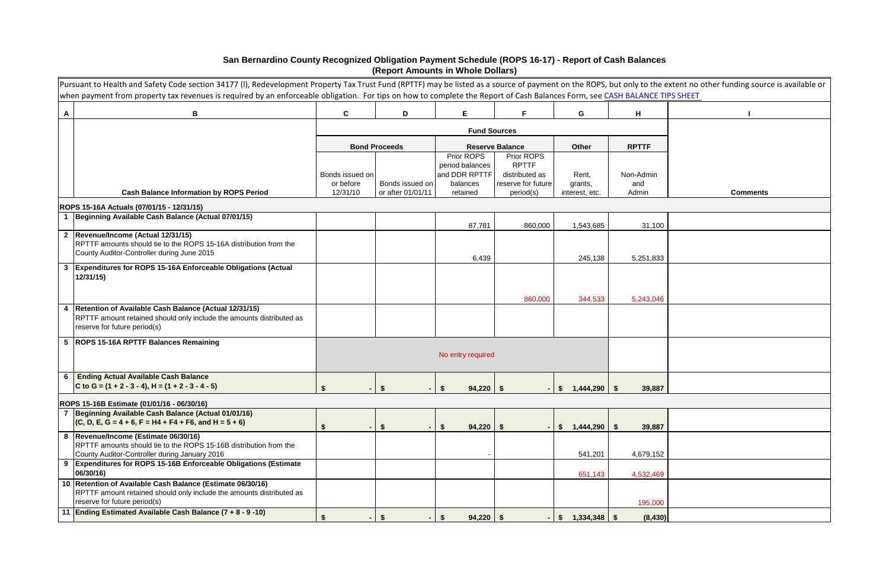## San Bernardino County Recognized Obligation Payment Schedule (ROPS 16-17) - Report of Cash Balances
### (Report Amounts in Whole Dollars)

Pursuant to Health and Safety Code section 34177 (l), Redevelopment Property Tax Trust Fund (RPTTF) may be listed as a source of payment on the ROPS, but only to the extent no other funding source is available or when payment from property tax revenues is required by an enforceable obligation. For tips on how to complete the Report of Cash Balances Form, see CASH BALANCE TIPS SHEET

| A | B | C | D | E | F | G | H | I |
|---|---|---|---|---|---|---|---|---|
| | | Fund Sources | | | | | | |
| | | Bond Proceeds | | Reserve Balance | | Other | RPTTF | |
| | Cash Balance Information by ROPS Period | Bonds issued on or before 12/31/10 | Bonds issued on or after 01/01/11 | Prior ROPS period balances and DDR RPTTF balances retained | Prior ROPS RPTTF distributed as reserve for future period(s) | Rent, grants, interest, etc. | Non-Admin and Admin | Comments |
| | **ROPS 15-16A Actuals (07/01/15 - 12/31/15)** | | | | | | | |
| 1 | **Beginning Available Cash Balance (Actual 07/01/15)** | | | 87,781 | 860,000 | 1,543,685 | 31,100 | |
| 2 | **Revenue/Income (Actual 12/31/15)** RPTTF amounts should tie to the ROPS 15-16A distribution from the County Auditor-Controller during June 2015 | | | 6,439 | | 245,138 | 5,251,833 | |
| 3 | **Expenditures for ROPS 15-16A Enforceable Obligations (Actual 12/31/15)** | | | | 860,000 | 344,533 | 5,243,046 | |
| 4 | **Retention of Available Cash Balance (Actual 12/31/15)** RPTTF amount retained should only include the amounts distributed as reserve for future period(s) | | | | | | | |
| 5 | **ROPS 15-16A RPTTF Balances Remaining** | No entry required | | | | | | |
| 6 | **Ending Actual Available Cash Balance** C to G = (1 + 2 - 3 - 4), H = (1 + 2 - 3 - 4 - 5) | $ - | $ - | $ 94,220 | $ - | $ 1,444,290 | $ 39,887 | |
| | **ROPS 15-16B Estimate (01/01/16 - 06/30/16)** | | | | | | | |
| 7 | **Beginning Available Cash Balance (Actual 01/01/16)** (C, D, E, G = 4 + 6, F = H4 + F4 + F6, and H = 5 + 6) | $ - | $ - | $ 94,220 | $ - | $ 1,444,290 | $ 39,887 | |
| 8 | **Revenue/Income (Estimate 06/30/16)** RPTTF amounts should tie to the ROPS 15-16B distribution from the County Auditor-Controller during January 2016 | | | - | | 541,201 | 4,679,152 | |
| 9 | **Expenditures for ROPS 15-16B Enforceable Obligations (Estimate 06/30/16)** | | | | | 651,143 | 4,532,469 | |
| 10 | **Retention of Available Cash Balance (Estimate 06/30/16)** RPTTF amount retained should only include the amounts distributed as reserve for future period(s) | | | | | | 195,000 | |
| 11 | **Ending Estimated Available Cash Balance (7 + 8 - 9 -10)** | $ - | $ - | $ 94,220 | $ - | $ 1,334,348 | $ (8,430) | |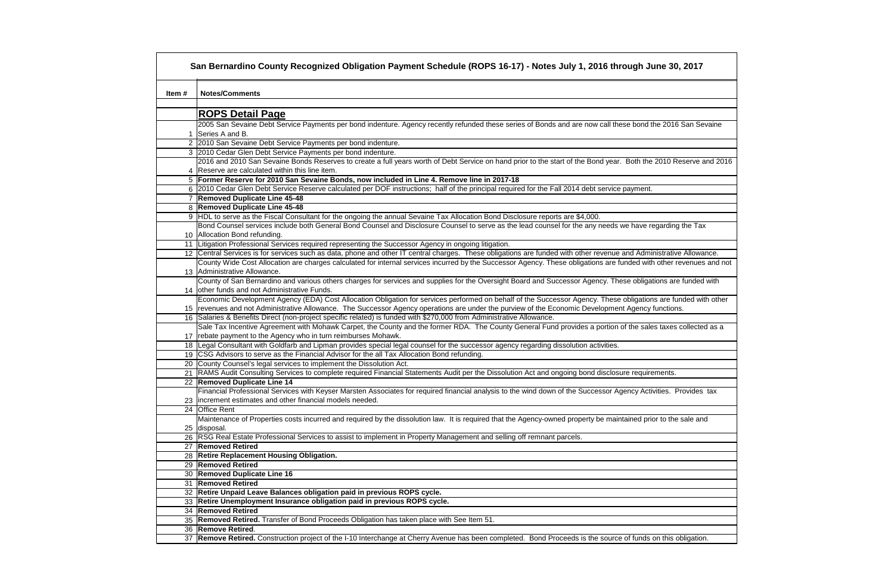## San Bernardino County Recognized Obligation Payment Schedule (ROPS 16-17) - Notes July 1, 2016 through June 30, 2017

| Item # | Notes/Comments |
|---|---|
| | **ROPS Detail Page** |
| 1 | 2005 San Sevaine Debt Service Payments per bond indenture. Agency recently refunded these series of Bonds and are now call these bond the 2016 San Sevaine Series A and B. |
| 2 | 2010 San Sevaine Debt Service Payments per bond indenture. |
| 3 | 2010 Cedar Glen Debt Service Payments per bond indenture. |
| 4 | 2016 and 2010 San Sevaine Bonds Reserves to create a full years worth of Debt Service on hand prior to the start of the Bond year. Both the 2010 Reserve and 2016 Reserve are calculated within this line item. |
| 5 | **Former Reserve for 2010 San Sevaine Bonds, now included in Line 4. Remove line in 2017-18** |
| 6 | 2010 Cedar Glen Debt Service Reserve calculated per DOF instructions; half of the principal required for the Fall 2014 debt service payment. |
| 7 | **Removed Duplicate Line 45-48** |
| 8 | **Removed Duplicate Line 45-48** |
| 9 | HDL to serve as the Fiscal Consultant for the ongoing the annual Sevaine Tax Allocation Bond Disclosure reports are $4,000. |
| 10 | Bond Counsel services include both General Bond Counsel and Disclosure Counsel to serve as the lead counsel for the any needs we have regarding the Tax Allocation Bond refunding. |
| 11 | Litigation Professional Services required representing the Successor Agency in ongoing litigation. |
| 12 | Central Services is for services such as data, phone and other IT central charges. These obligations are funded with other revenue and Administrative Allowance. |
| 13 | County Wide Cost Allocation are charges calculated for internal services incurred by the Successor Agency. These obligations are funded with other revenues and not Administrative Allowance. |
| 14 | County of San Bernardino and various others charges for services and supplies for the Oversight Board and Successor Agency. These obligations are funded with other funds and not Administrative Funds. |
| 15 | Economic Development Agency (EDA) Cost Allocation Obligation for services performed on behalf of the Successor Agency. These obligations are funded with other revenues and not Administrative Allowance. The Successor Agency operations are under the purview of the Economic Development Agency functions. |
| 16 | Salaries & Benefits Direct (non-project specific related) is funded with $270,000 from Administrative Allowance. |
| 17 | Sale Tax Incentive Agreement with Mohawk Carpet, the County and the former RDA. The County General Fund provides a portion of the sales taxes collected as a rebate payment to the Agency who in turn reimburses Mohawk. |
| 18 | Legal Consultant with Goldfarb and Lipman provides special legal counsel for the successor agency regarding dissolution activities. |
| 19 | CSG Advisors to serve as the Financial Advisor for the all Tax Allocation Bond refunding. |
| 20 | County Counsel's legal services to implement the Dissolution Act. |
| 21 | RAMS Audit Consulting Services to complete required Financial Statements Audit per the Dissolution Act and ongoing bond disclosure requirements. |
| 22 | **Removed Duplicate Line 14** |
| 23 | Financial Professional Services with Keyser Marsten Associates for required financial analysis to the wind down of the Successor Agency Activities. Provides tax increment estimates and other financial models needed. |
| 24 | Office Rent |
| 25 | Maintenance of Properties costs incurred and required by the dissolution law. It is required that the Agency-owned property be maintained prior to the sale and disposal. |
| 26 | RSG Real Estate Professional Services to assist to implement in Property Management and selling off remnant parcels. |
| 27 | **Removed Retired** |
| 28 | **Retire Replacement Housing Obligation.** |
| 29 | **Removed Retired** |
| 30 | **Removed Duplicate Line 16** |
| 31 | **Removed Retired** |
| 32 | **Retire Unpaid Leave Balances obligation paid in previous ROPS cycle.** |
| 33 | **Retire Unemployment Insurance obligation paid in previous ROPS cycle.** |
| 34 | **Removed Retired** |
| 35 | **Removed Retired.** Transfer of Bond Proceeds Obligation has taken place with See Item 51. |
| 36 | **Remove Retired**. |
| 37 | **Remove Retired.** Construction project of the I-10 Interchange at Cherry Avenue has been completed. Bond Proceeds is the source of funds on this obligation. |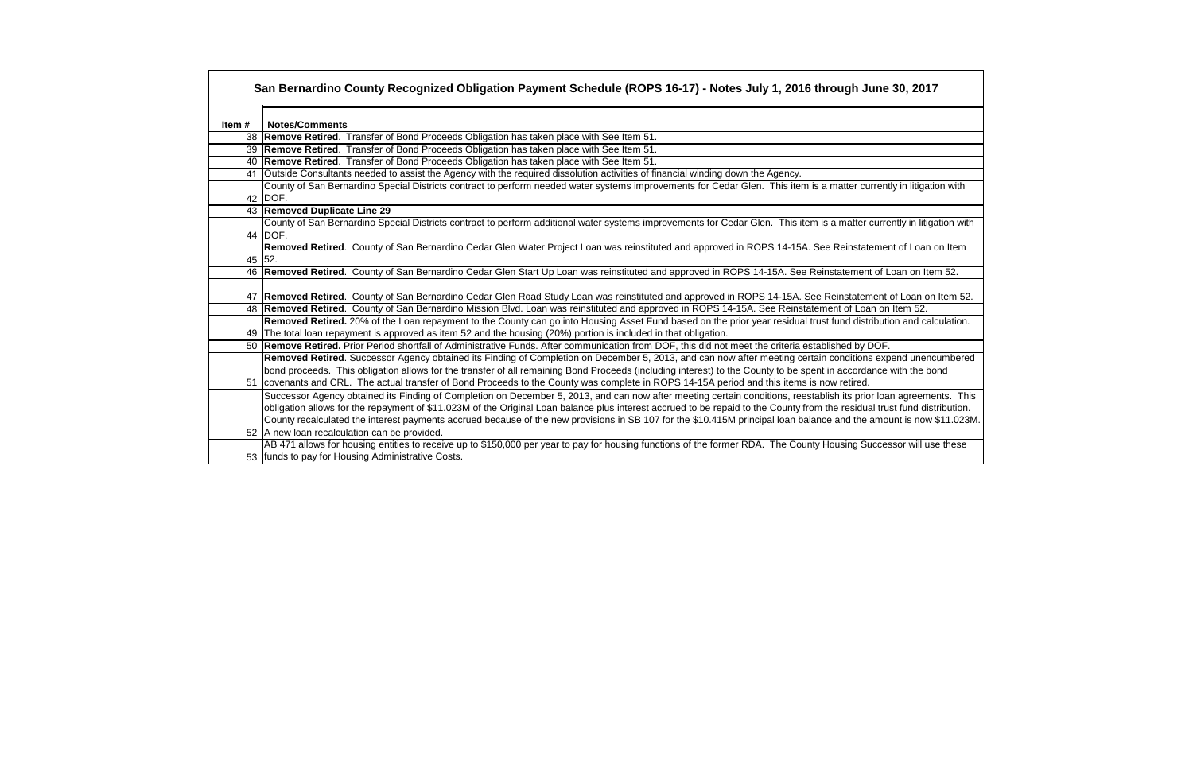## San Bernardino County Recognized Obligation Payment Schedule (ROPS 16-17) - Notes July 1, 2016 through June 30, 2017

| Item # | Notes/Comments |
|---|---|
| 38 | **Remove Retired**. Transfer of Bond Proceeds Obligation has taken place with See Item 51. |
| 39 | **Remove Retired**. Transfer of Bond Proceeds Obligation has taken place with See Item 51. |
| 40 | **Remove Retired**. Transfer of Bond Proceeds Obligation has taken place with See Item 51. |
| 41 | Outside Consultants needed to assist the Agency with the required dissolution activities of financial winding down the Agency. |
| 42 | County of San Bernardino Special Districts contract to perform needed water systems improvements for Cedar Glen. This item is a matter currently in litigation with DOF. |
| 43 | **Removed Duplicate Line 29** |
| 44 | County of San Bernardino Special Districts contract to perform additional water systems improvements for Cedar Glen. This item is a matter currently in litigation with DOF. |
| 45 | **Removed Retired**. County of San Bernardino Cedar Glen Water Project Loan was reinstituted and approved in ROPS 14-15A. See Reinstatement of Loan on Item 52. |
| 46 | **Removed Retired**. County of San Bernardino Cedar Glen Start Up Loan was reinstituted and approved in ROPS 14-15A. See Reinstatement of Loan on Item 52. |
| 47 | **Removed Retired**. County of San Bernardino Cedar Glen Road Study Loan was reinstituted and approved in ROPS 14-15A. See Reinstatement of Loan on Item 52. |
| 48 | **Removed Retired**. County of San Bernardino Mission Blvd. Loan was reinstituted and approved in ROPS 14-15A. See Reinstatement of Loan on Item 52. |
| 49 | **Removed Retired.** 20% of the Loan repayment to the County can go into Housing Asset Fund based on the prior year residual trust fund distribution and calculation. The total loan repayment is approved as item 52 and the housing (20%) portion is included in that obligation. |
| 50 | **Remove Retired.** Prior Period shortfall of Administrative Funds. After communication from DOF, this did not meet the criteria established by DOF. |
| 51 | **Removed Retired**. Successor Agency obtained its Finding of Completion on December 5, 2013, and can now after meeting certain conditions expend unencumbered bond proceeds. This obligation allows for the transfer of all remaining Bond Proceeds (including interest) to the County to be spent in accordance with the bond covenants and CRL. The actual transfer of Bond Proceeds to the County was complete in ROPS 14-15A period and this items is now retired. |
| 52 | Successor Agency obtained its Finding of Completion on December 5, 2013, and can now after meeting certain conditions, reestablish its prior loan agreements. This obligation allows for the repayment of $11.023M of the Original Loan balance plus interest accrued to be repaid to the County from the residual trust fund distribution. County recalculated the interest payments accrued because of the new provisions in SB 107 for the $10.415M principal loan balance and the amount is now $11.023M. A new loan recalculation can be provided. |
| 53 | AB 471 allows for housing entities to receive up to $150,000 per year to pay for housing functions of the former RDA. The County Housing Successor will use these funds to pay for Housing Administrative Costs. |